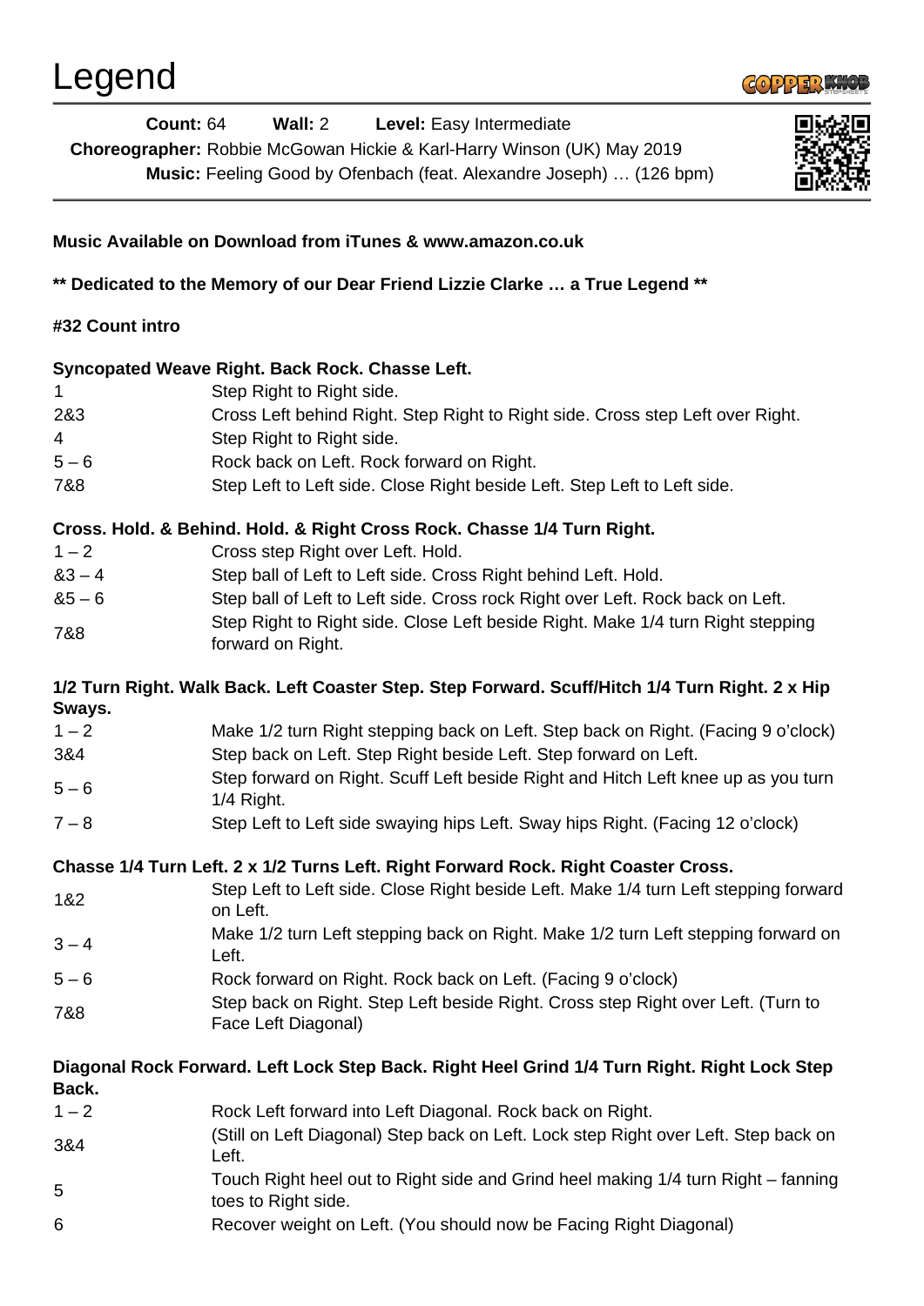# Legend

**Count:** 64 **Wall:** 2 **Level:** Easy Intermediate
**Choreographer:** Robbie McGowan Hickie & Karl-Harry Winson (UK) May 2019
**Music:** Feeling Good by Ofenbach (feat. Alexandre Joseph) … (126 bpm)

**Music Available on Download from iTunes & www.amazon.co.uk**

**** Dedicated to the Memory of our Dear Friend Lizzie Clarke … a True Legend ****

**#32 Count intro**

**Syncopated Weave Right. Back Rock. Chasse Left.**

| | |
|---|---|
| 1 | Step Right to Right side. |
| 2&3 | Cross Left behind Right. Step Right to Right side. Cross step Left over Right. |
| 4 | Step Right to Right side. |
| 5 – 6 | Rock back on Left. Rock forward on Right. |
| 7&8 | Step Left to Left side. Close Right beside Left. Step Left to Left side. |

**Cross. Hold. & Behind. Hold. & Right Cross Rock. Chasse 1/4 Turn Right.**

| | |
|---|---|
| 1 – 2 | Cross step Right over Left. Hold. |
| &3 – 4 | Step ball of Left to Left side. Cross Right behind Left. Hold. |
| &5 – 6 | Step ball of Left to Left side. Cross rock Right over Left. Rock back on Left. |
| 7&8 | Step Right to Right side. Close Left beside Right. Make 1/4 turn Right stepping forward on Right. |

**1/2 Turn Right. Walk Back. Left Coaster Step. Step Forward. Scuff/Hitch 1/4 Turn Right. 2 x Hip Sways.**

| | |
|---|---|
| 1 – 2 | Make 1/2 turn Right stepping back on Left. Step back on Right. (Facing 9 o'clock) |
| 3&4 | Step back on Left. Step Right beside Left. Step forward on Left. |
| 5 – 6 | Step forward on Right. Scuff Left beside Right and Hitch Left knee up as you turn 1/4 Right. |
| 7 – 8 | Step Left to Left side swaying hips Left. Sway hips Right. (Facing 12 o'clock) |

**Chasse 1/4 Turn Left. 2 x 1/2 Turns Left. Right Forward Rock. Right Coaster Cross.**

| | |
|---|---|
| 1&2 | Step Left to Left side. Close Right beside Left. Make 1/4 turn Left stepping forward on Left. |
| 3 – 4 | Make 1/2 turn Left stepping back on Right. Make 1/2 turn Left stepping forward on Left. |
| 5 – 6 | Rock forward on Right. Rock back on Left. (Facing 9 o'clock) |
| 7&8 | Step back on Right. Step Left beside Right. Cross step Right over Left. (Turn to Face Left Diagonal) |

**Diagonal Rock Forward. Left Lock Step Back. Right Heel Grind 1/4 Turn Right. Right Lock Step Back.**

| | |
|---|---|
| 1 – 2 | Rock Left forward into Left Diagonal. Rock back on Right. |
| 3&4 | (Still on Left Diagonal) Step back on Left. Lock step Right over Left. Step back on Left. |
| 5 | Touch Right heel out to Right side and Grind heel making 1/4 turn Right – fanning toes to Right side. |
| 6 | Recover weight on Left. (You should now be Facing Right Diagonal) |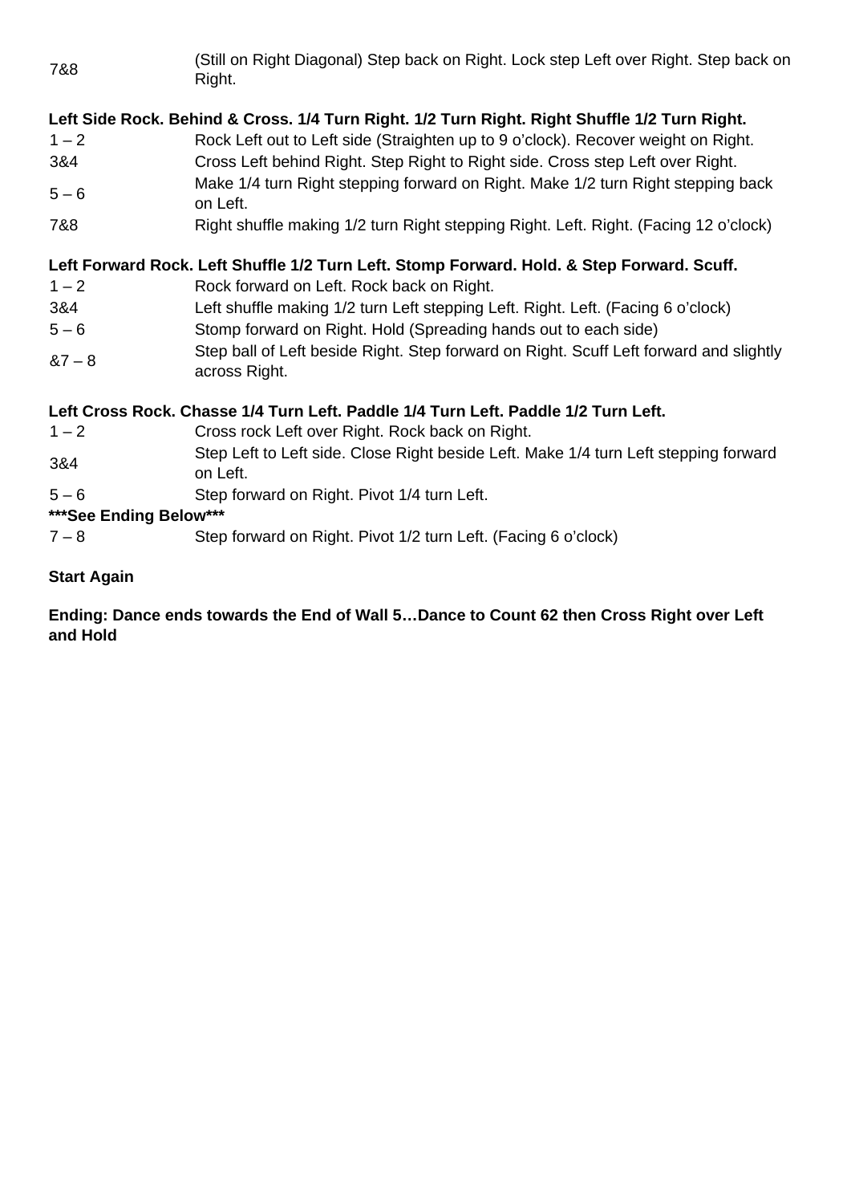| | |
|---|---|
| 7&8 | (Still on Right Diagonal) Step back on Right. Lock step Left over Right. Step back on Right. |

**Left Side Rock. Behind & Cross. 1/4 Turn Right. 1/2 Turn Right. Right Shuffle 1/2 Turn Right.**

| | |
|---|---|
| 1 – 2 | Rock Left out to Left side (Straighten up to 9 o'clock). Recover weight on Right. |
| 3&4 | Cross Left behind Right. Step Right to Right side. Cross step Left over Right. |
| 5 – 6 | Make 1/4 turn Right stepping forward on Right. Make 1/2 turn Right stepping back on Left. |
| 7&8 | Right shuffle making 1/2 turn Right stepping Right. Left. Right. (Facing 12 o'clock) |

**Left Forward Rock. Left Shuffle 1/2 Turn Left. Stomp Forward. Hold. & Step Forward. Scuff.**

| | |
|---|---|
| 1 – 2 | Rock forward on Left. Rock back on Right. |
| 3&4 | Left shuffle making 1/2 turn Left stepping Left. Right. Left. (Facing 6 o'clock) |
| 5 – 6 | Stomp forward on Right. Hold (Spreading hands out to each side) |
| &7 – 8 | Step ball of Left beside Right. Step forward on Right. Scuff Left forward and slightly across Right. |

**Left Cross Rock. Chasse 1/4 Turn Left. Paddle 1/4 Turn Left. Paddle 1/2 Turn Left.**

| | |
|---|---|
| 1 – 2 | Cross rock Left over Right. Rock back on Right. |
| 3&4 | Step Left to Left side. Close Right beside Left. Make 1/4 turn Left stepping forward on Left. |
| 5 – 6 | Step forward on Right. Pivot 1/4 turn Left. |

**\*\*\*See Ending Below\*\*\***

| | |
|---|---|
| 7 – 8 | Step forward on Right. Pivot 1/2 turn Left. (Facing 6 o'clock) |

**Start Again**

**Ending: Dance ends towards the End of Wall 5…Dance to Count 62 then Cross Right over Left and Hold**